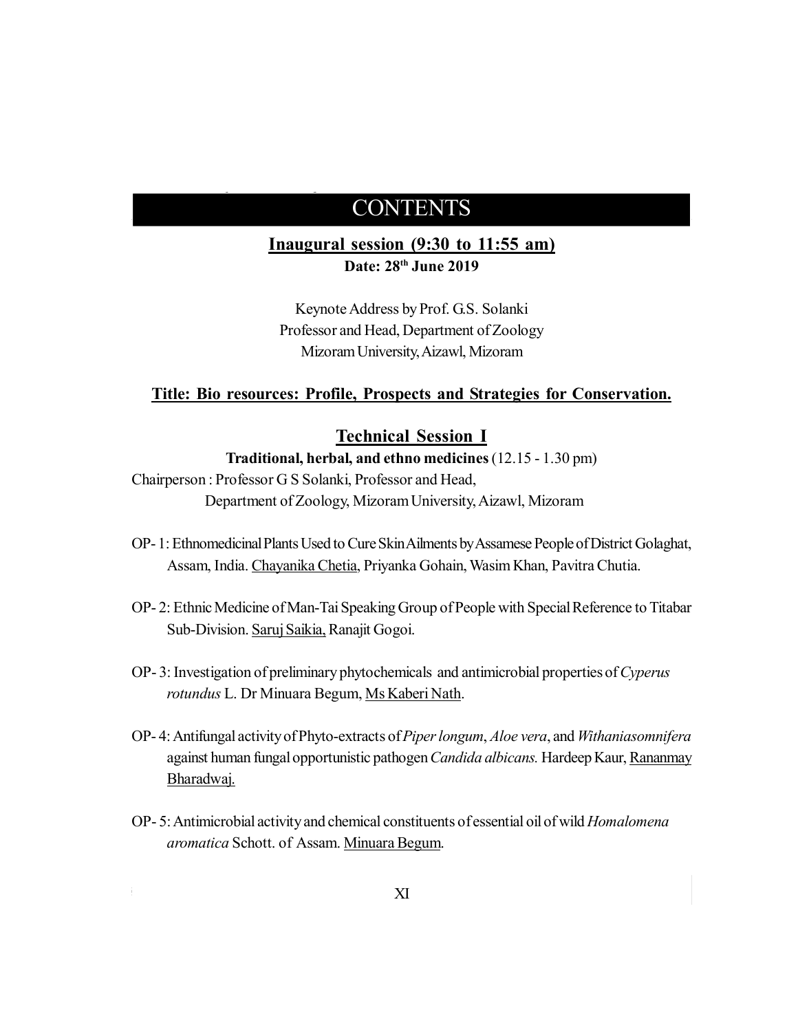# CONTENTS

**Inaugural session (9:30 to 11:55 am)**

**Date: 28th June 2019**

Keynote Address by Prof. G.S. Solanki
Professor and Head, Department of Zoology
Mizoram University, Aizawl, Mizoram

**Title: Bio resources: Profile, Prospects and Strategies for Conservation.**

## Technical Session I

**Traditional, herbal, and ethno medicines** (12.15 - 1.30 pm)

Chairperson : Professor G S Solanki, Professor and Head,
Department of Zoology, Mizoram University, Aizawl, Mizoram

OP- 1: Ethnomedicinal Plants Used to Cure Skin Ailments by Assamese People of District Golaghat, Assam, India. Chayanika Chetia, Priyanka Gohain, Wasim Khan, Pavitra Chutia.

OP- 2: Ethnic Medicine of Man-Tai Speaking Group of People with Special Reference to Titabar Sub-Division. Saruj Saikia, Ranajit Gogoi.

OP- 3: Investigation of preliminary phytochemicals and antimicrobial properties of *Cyperus rotundus* L. Dr Minuara Begum, Ms Kaberi Nath.

OP- 4: Antifungal activity of Phyto-extracts of *Piper longum*, *Aloe vera*, and *Withaniasomnifera* against human fungal opportunistic pathogen *Candida albicans.* Hardeep Kaur, Rananmay Bharadwaj.

OP- 5: Antimicrobial activity and chemical constituents of essential oil of wild *Homalomena aromatica* Schott. of Assam. Minuara Begum.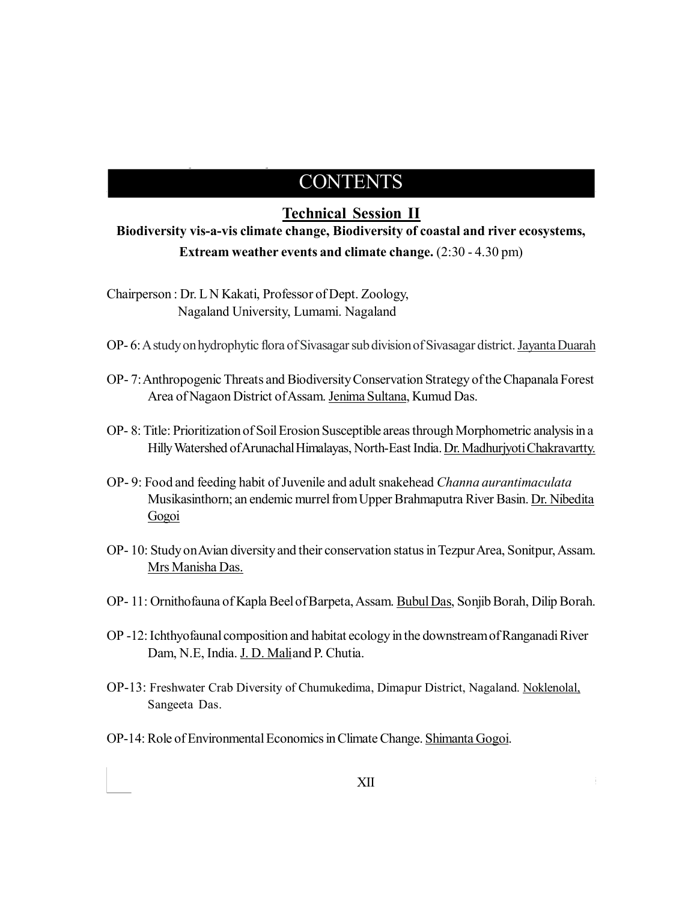# CONTENTS

## Technical Session II

**Biodiversity vis-a-vis climate change, Biodiversity of coastal and river ecosystems, Extream weather events and climate change.** (2:30 - 4.30 pm)

Chairperson : Dr. L N Kakati, Professor of Dept. Zoology, Nagaland University, Lumami. Nagaland

OP- 6: A study on hydrophytic flora of Sivasagar sub division of Sivasagar district. Jayanta Duarah

OP- 7: Anthropogenic Threats and Biodiversity Conservation Strategy of the Chapanala Forest Area of Nagaon District of Assam. Jenima Sultana, Kumud Das.

OP- 8: Title: Prioritization of Soil Erosion Susceptible areas through Morphometric analysis in a Hilly Watershed of Arunachal Himalayas, North-East India. Dr. Madhurjyoti Chakravartty.

OP- 9: Food and feeding habit of Juvenile and adult snakehead *Channa aurantimaculata* Musikasinthorn; an endemic murrel from Upper Brahmaputra River Basin. Dr. Nibedita Gogoi

OP- 10: Study on Avian diversity and their conservation status in Tezpur Area, Sonitpur, Assam. Mrs Manisha Das.

OP- 11: Ornithofauna of Kapla Beel of Barpeta, Assam. Bubul Das, Sonjib Borah, Dilip Borah.

OP -12: Ichthyofaunal composition and habitat ecology in the downstream of Ranganadi River Dam, N.E, India. J. D. Mali and P. Chutia.

OP-13: Freshwater Crab Diversity of Chumukedima, Dimapur District, Nagaland. Noklenolal, Sangeeta Das.

OP-14: Role of Environmental Economics in Climate Change. Shimanta Gogoi.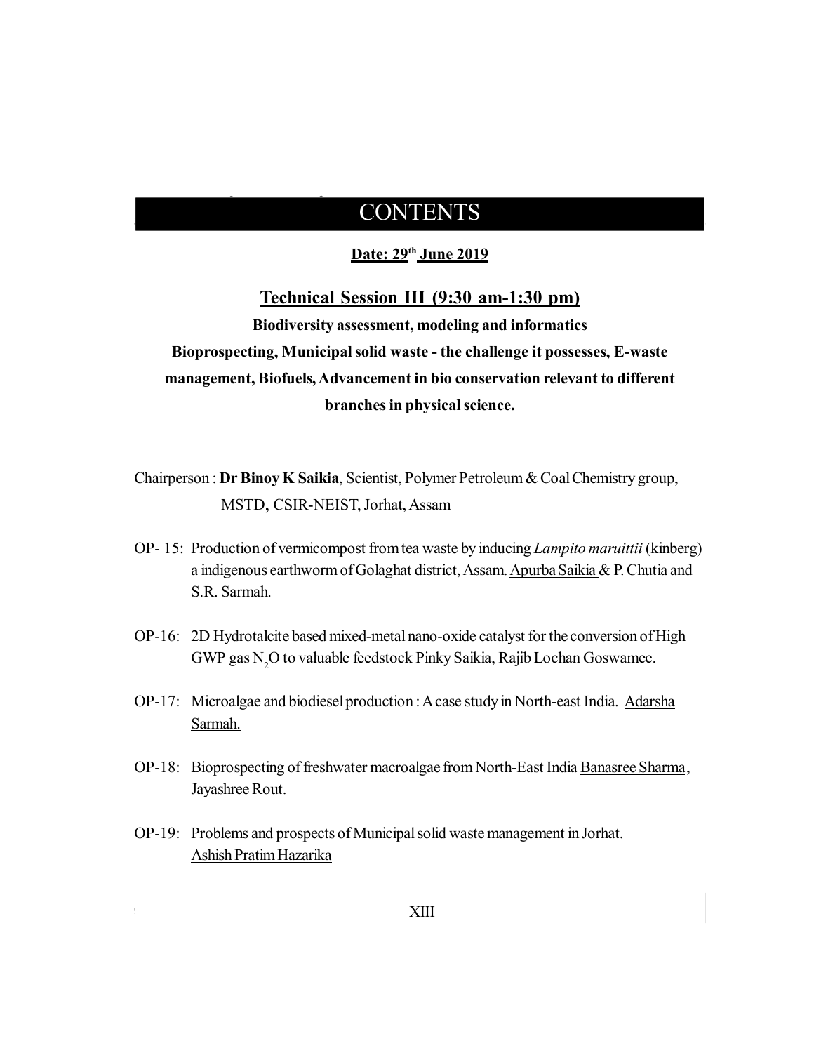# CONTENTS

**Date: 29th June 2019**

## Technical Session III (9:30 am-1:30 pm)

**Biodiversity assessment, modeling and informatics**

**Bioprospecting, Municipal solid waste - the challenge it possesses, E-waste management, Biofuels, Advancement in bio conservation relevant to different branches in physical science.**

Chairperson : **Dr Binoy K Saikia**, Scientist, Polymer Petroleum & Coal Chemistry group, MSTD, CSIR-NEIST, Jorhat, Assam

OP- 15: Production of vermicompost from tea waste by inducing *Lampito maruittii* (kinberg) a indigenous earthworm of Golaghat district, Assam. Apurba Saikia & P. Chutia and S.R. Sarmah.

OP-16: 2D Hydrotalcite based mixed-metal nano-oxide catalyst for the conversion of High GWP gas $N_2O$ to valuable feedstock Pinky Saikia, Rajib Lochan Goswamee.

OP-17: Microalgae and biodiesel production : A case study in North-east India. Adarsha Sarmah.

OP-18: Bioprospecting of freshwater macroalgae from North-East India Banasree Sharma, Jayashree Rout.

OP-19: Problems and prospects of Municipal solid waste management in Jorhat. Ashish Pratim Hazarika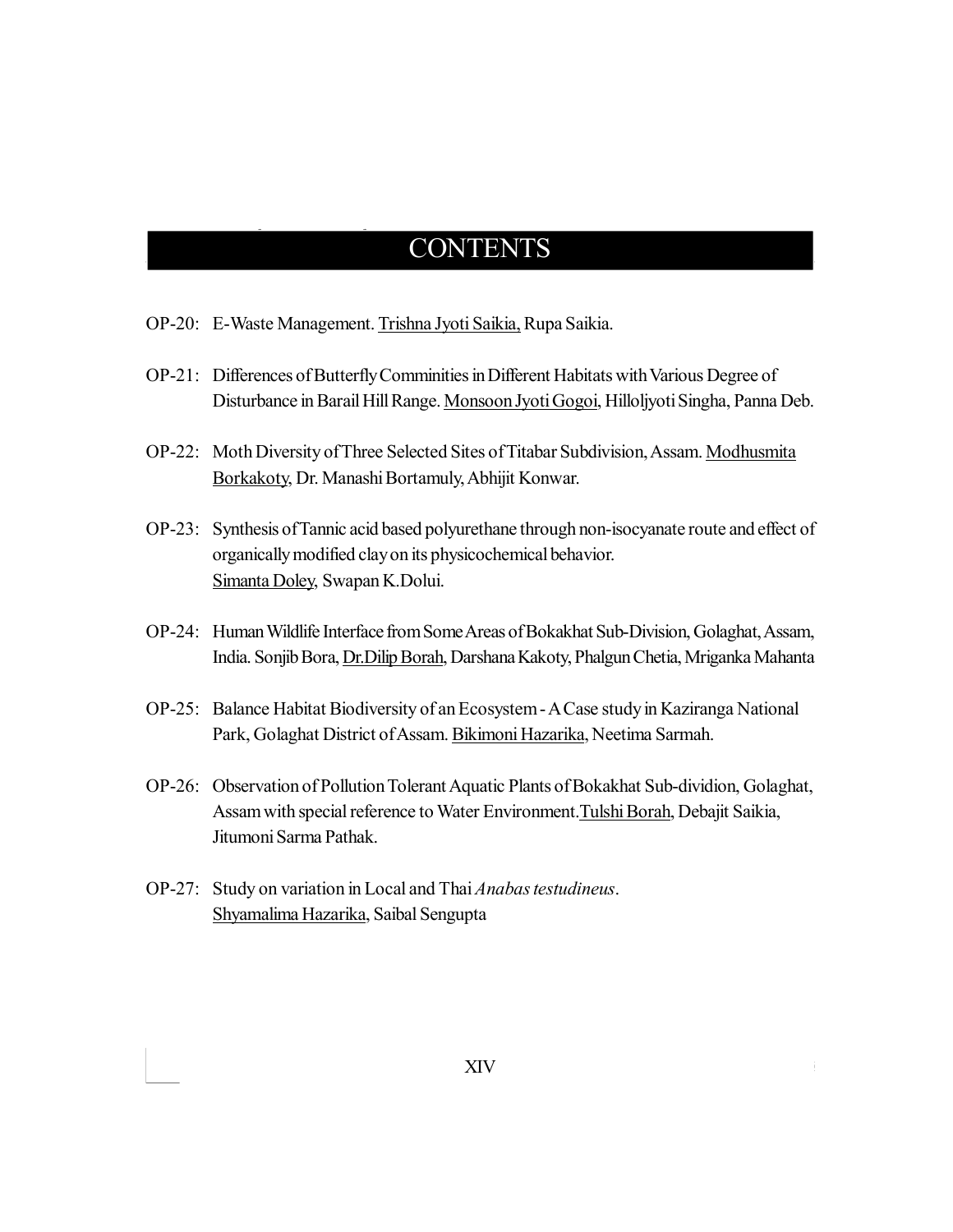# CONTENTS

OP-20: E-Waste Management. Trishna Jyoti Saikia, Rupa Saikia.

OP-21: Differences of Butterfly Comminities in Different Habitats with Various Degree of Disturbance in Barail Hill Range. Monsoon Jyoti Gogoi, Hilloljyoti Singha, Panna Deb.

OP-22: Moth Diversity of Three Selected Sites of Titabar Subdivision, Assam. Modhusmita Borkakoty, Dr. Manashi Bortamuly, Abhijit Konwar.

OP-23: Synthesis of Tannic acid based polyurethane through non-isocyanate route and effect of organically modified clay on its physicochemical behavior. Simanta Doley, Swapan K.Dolui.

OP-24: Human Wildlife Interface from Some Areas of Bokakhat Sub-Division, Golaghat, Assam, India. Sonjib Bora, Dr.Dilip Borah, Darshana Kakoty, Phalgun Chetia, Mriganka Mahanta

OP-25: Balance Habitat Biodiversity of an Ecosystem - A Case study in Kaziranga National Park, Golaghat District of Assam. Bikimoni Hazarika, Neetima Sarmah.

OP-26: Observation of Pollution Tolerant Aquatic Plants of Bokakhat Sub-dividion, Golaghat, Assam with special reference to Water Environment. Tulshi Borah, Debajit Saikia, Jitumoni Sarma Pathak.

OP-27: Study on variation in Local and Thai *Anabas testudineus*. Shyamalima Hazarika, Saibal Sengupta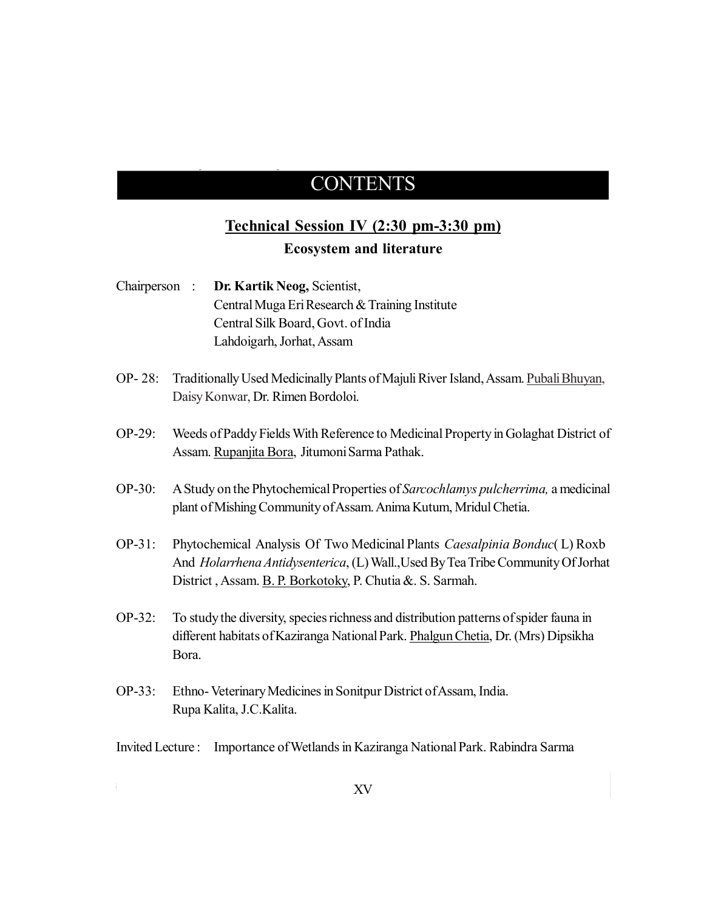# CONTENTS

## Technical Session IV (2:30 pm-3:30 pm)

### Ecosystem and literature

Chairperson : **Dr. Kartik Neog,** Scientist,
Central Muga Eri Research & Training Institute
Central Silk Board, Govt. of India
Lahdoigarh, Jorhat, Assam

OP- 28: Traditionally Used Medicinally Plants of Majuli River Island, Assam. Pubali Bhuyan, Daisy Konwar, Dr. Rimen Bordoloi.

OP-29: Weeds of Paddy Fields With Reference to Medicinal Property in Golaghat District of Assam. Rupanjita Bora, Jitumoni Sarma Pathak.

OP-30: A Study on the Phytochemical Properties of *Sarcochlamys pulcherrima,* a medicinal plant of Mishing Community of Assam. Anima Kutum, Mridul Chetia.

OP-31: Phytochemical Analysis Of Two Medicinal Plants *Caesalpinia Bonduc*( L) Roxb And *Holarrhena Antidysenterica*, (L) Wall.,Used By Tea Tribe Community Of Jorhat District , Assam. B. P. Borkotoky, P. Chutia &. S. Sarmah.

OP-32: To study the diversity, species richness and distribution patterns of spider fauna in different habitats of Kaziranga National Park. Phalgun Chetia, Dr. (Mrs) Dipsikha Bora.

OP-33: Ethno- Veterinary Medicines in Sonitpur District of Assam, India. Rupa Kalita, J.C.Kalita.

Invited Lecture : Importance of Wetlands in Kaziranga National Park. Rabindra Sarma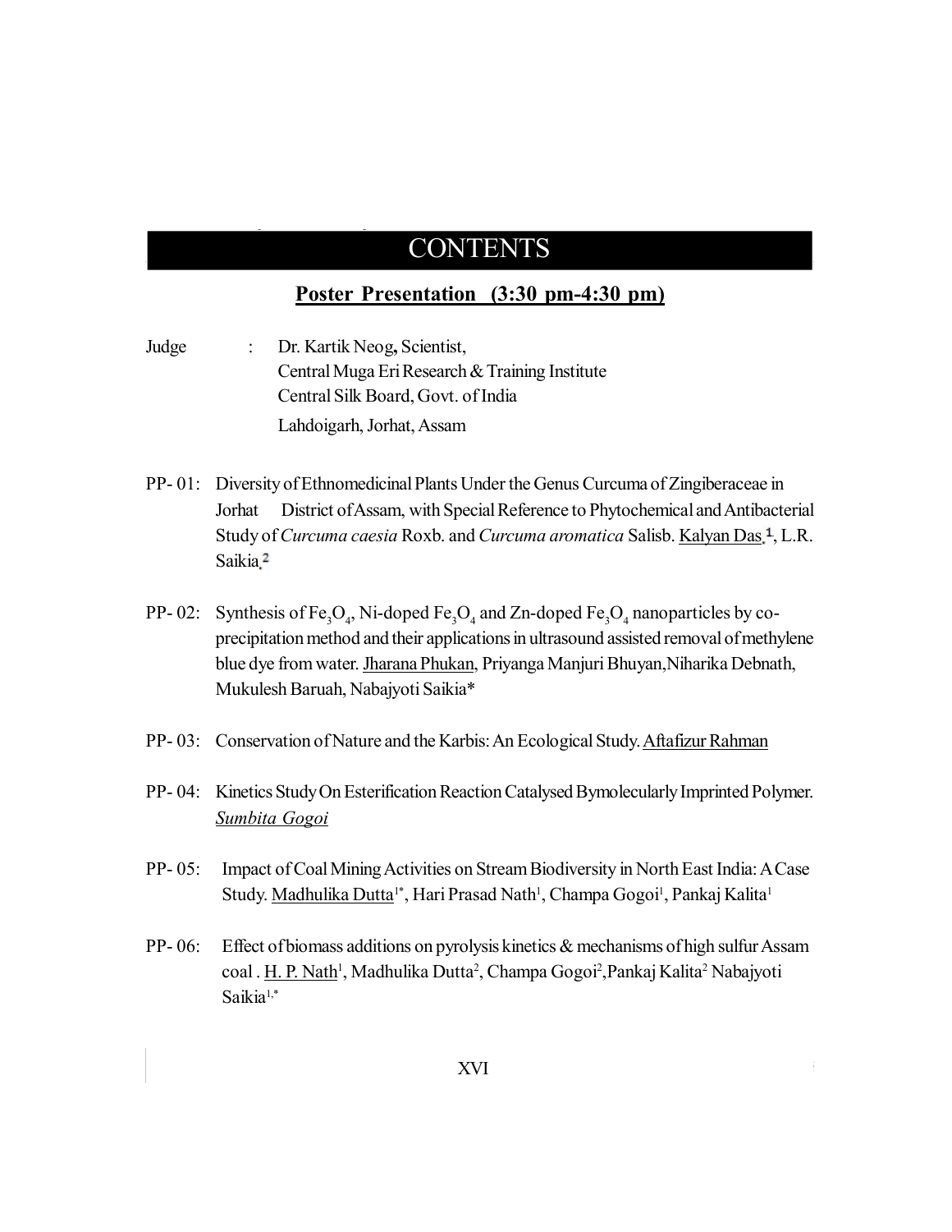# CONTENTS

## Poster Presentation (3:30 pm-4:30 pm)

Judge : Dr. Kartik Neog, Scientist,
Central Muga Eri Research & Training Institute
Central Silk Board, Govt. of India
Lahdoigarh, Jorhat, Assam

PP- 01: Diversity of Ethnomedicinal Plants Under the Genus Curcuma of Zingiberaceae in Jorhat District of Assam, with Special Reference to Phytochemical and Antibacterial Study of *Curcuma caesia* Roxb. and *Curcuma aromatica* Salisb. Kalyan Das[1], L.R. Saikia[2]

PP- 02: Synthesis of $Fe_3O_4$, Ni-doped $Fe_3O_4$ and Zn-doped $Fe_3O_4$ nanoparticles by co-precipitation method and their applications in ultrasound assisted removal of methylene blue dye from water. Jharana Phukan, Priyanga Manjuri Bhuyan, Niharika Debnath, Mukulesh Baruah, Nabajyoti Saikia*

PP- 03: Conservation of Nature and the Karbis: An Ecological Study. Aftafizur Rahman

PP- 04: Kinetics Study On Esterification Reaction Catalysed Bymolecularly Imprinted Polymer. *Sumbita Gogoi*

PP- 05: Impact of Coal Mining Activities on Stream Biodiversity in North East India: A Case Study. Madhulika Dutta[1*], Hari Prasad Nath[1], Champa Gogoi[1], Pankaj Kalita[1]

PP- 06: Effect of biomass additions on pyrolysis kinetics & mechanisms of high sulfur Assam coal . H. P. Nath[1], Madhulika Dutta[2], Champa Gogoi[2], Pankaj Kalita[2] Nabajyoti Saikia[1,*]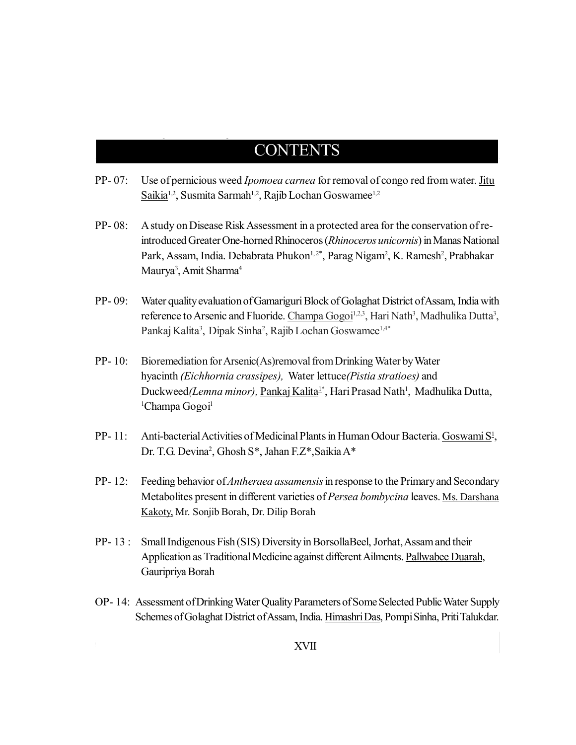# CONTENTS

PP- 07: Use of pernicious weed *Ipomoea carnea* for removal of congo red from water. Jitu Saikia[1,2], Susmita Sarmah[1,2], Rajib Lochan Goswamee[1,2]

PP- 08: A study on Disease Risk Assessment in a protected area for the conservation of re-introduced Greater One-horned Rhinoceros (*Rhinoceros unicornis*) in Manas National Park, Assam, India. Debabrata Phukon[1,2*], Parag Nigam[2], K. Ramesh[2], Prabhakar Maurya[3], Amit Sharma[4]

PP- 09: Water quality evaluation of Gamariguri Block of Golaghat District of Assam, India with reference to Arsenic and Fluoride. Champa Gogoi[1,2,3], Hari Nath[3], Madhulika Dutta[3], Pankaj Kalita[3], Dipak Sinha[2], Rajib Lochan Goswamee[1,4*]

PP- 10: Bioremediation for Arsenic(As)removal from Drinking Water by Water hyacinth *(Eichhornia crassipes),* Water lettuce*(Pistia stratioes)* and Duckweed*(Lemna minor),* Pankaj Kalita[1*], Hari Prasad Nath[1], Madhulika Dutta, [1]Champa Gogoi[1]

PP- 11: Anti-bacterial Activities of Medicinal Plants in Human Odour Bacteria. Goswami S[1], Dr. T.G. Devina[2], Ghosh S*, Jahan F.Z*,Saikia A*

PP- 12: Feeding behavior of *Antheraea assamensis* in response to the Primary and Secondary Metabolites present in different varieties of *Persea bombycina* leaves. Ms. Darshana Kakoty, Mr. Sonjib Borah, Dr. Dilip Borah

PP- 13 : Small Indigenous Fish (SIS) Diversity in BorsollaBeel, Jorhat, Assam and their Application as Traditional Medicine against different Ailments. Pallwabee Duarah, Gauripriya Borah

OP- 14: Assessment of Drinking Water Quality Parameters of Some Selected Public Water Supply Schemes of Golaghat District of Assam, India. Himashri Das, Pompi Sinha, Priti Talukdar.